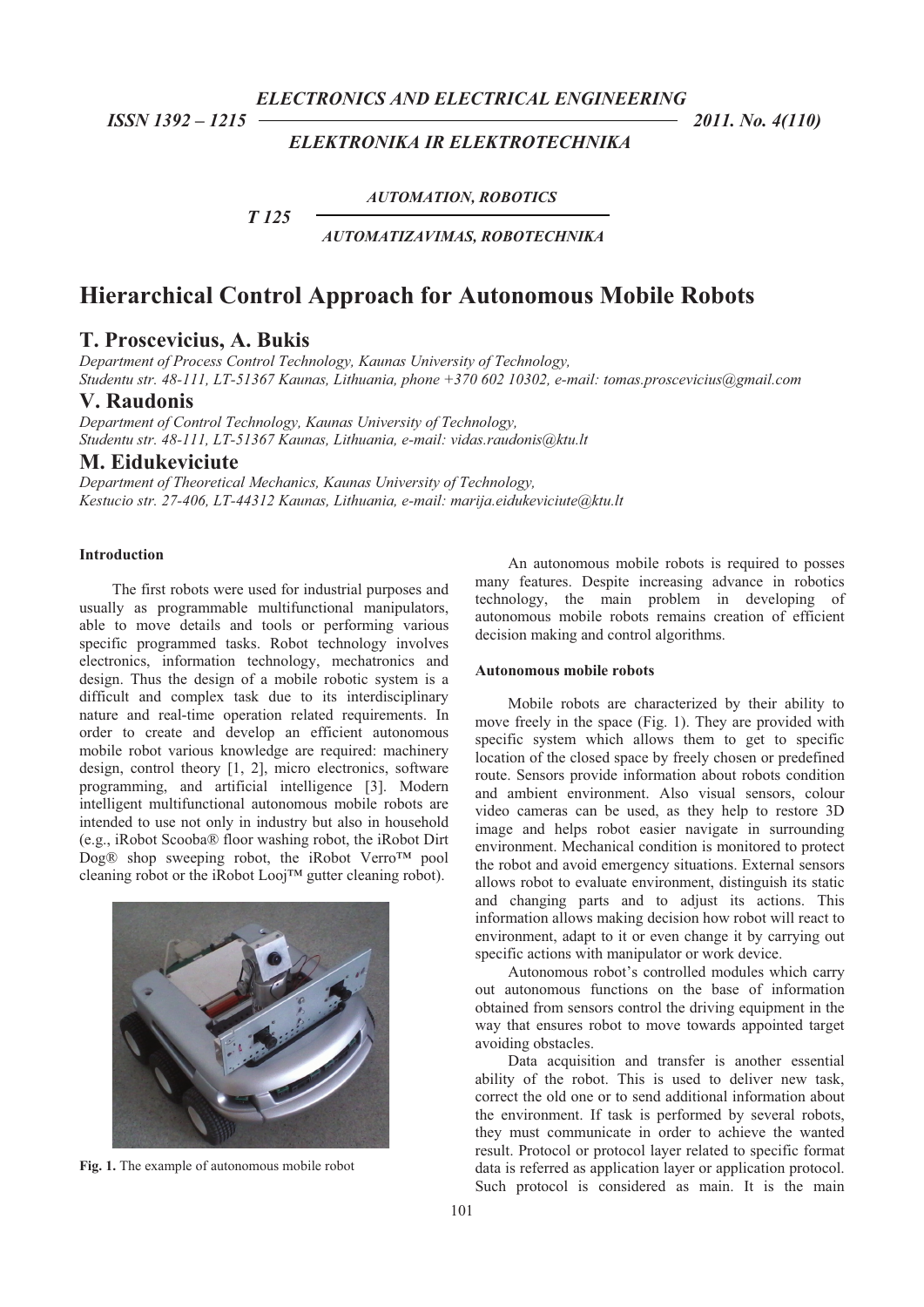ELECTRONICS AND ELECTRICAL ENGINEERING

ISSN 1392 – 1215 2011. No. 4(110)

ELEKTRONIKA IR ELEKTROTECHNIKA

AUTOMATION, ROBOTICS

T 125

AUTOMATIZAVIMAS, ROBOTECHNIKA

# Hierarchical Control Approach for Autonomous Mobile Robots

## T. Proscevicius, A. Bukis

*Department of Process Control Technology, Kaunas University of Technology, Studentu str. 48-111, LT-51367 Kaunas, Lithuania, phone +370 602 10302, e-mail: tomas.proscevicius@gmail.com*

## V. Raudonis

*Department of Control Technology, Kaunas University of Technology, Studentu str. 48-111, LT-51367 Kaunas, Lithuania, e-mail: vidas.raudonis@ktu.lt*

## M. Eidukeviciute

*Department of Theoretical Mechanics, Kaunas University of Technology, Kestucio str. 27-406, LT-44312 Kaunas, Lithuania, e-mail: marija.eidukeviciute@ktu.lt*

### Introduction

The first robots were used for industrial purposes and usually as programmable multifunctional manipulators, able to move details and tools or performing various specific programmed tasks. Robot technology involves electronics, information technology, mechatronics and design. Thus the design of a mobile robotic system is a difficult and complex task due to its interdisciplinary nature and real-time operation related requirements. In order to create and develop an efficient autonomous mobile robot various knowledge are required: machinery design, control theory [1, 2], micro electronics, software programming, and artificial intelligence [3]. Modern intelligent multifunctional autonomous mobile robots are intended to use not only in industry but also in household (e.g., iRobot Scooba® floor washing robot, the iRobot Dirt Dog® shop sweeping robot, the iRobot Verro™ pool cleaning robot or the iRobot Looj™ gutter cleaning robot).

Fig. 1. The example of autonomous mobile robot

An autonomous mobile robots is required to posses many features. Despite increasing advance in robotics technology, the main problem in developing of autonomous mobile robots remains creation of efficient decision making and control algorithms.

### Autonomous mobile robots

Mobile robots are characterized by their ability to move freely in the space (Fig. 1). They are provided with specific system which allows them to get to specific location of the closed space by freely chosen or predefined route. Sensors provide information about robots condition and ambient environment. Also visual sensors, colour video cameras can be used, as they help to restore 3D image and helps robot easier navigate in surrounding environment. Mechanical condition is monitored to protect the robot and avoid emergency situations. External sensors allows robot to evaluate environment, distinguish its static and changing parts and to adjust its actions. This information allows making decision how robot will react to environment, adapt to it or even change it by carrying out specific actions with manipulator or work device.

Autonomous robot's controlled modules which carry out autonomous functions on the base of information obtained from sensors control the driving equipment in the way that ensures robot to move towards appointed target avoiding obstacles.

Data acquisition and transfer is another essential ability of the robot. This is used to deliver new task, correct the old one or to send additional information about the environment. If task is performed by several robots, they must communicate in order to achieve the wanted result. Protocol or protocol layer related to specific format data is referred as application layer or application protocol. Such protocol is considered as main. It is the main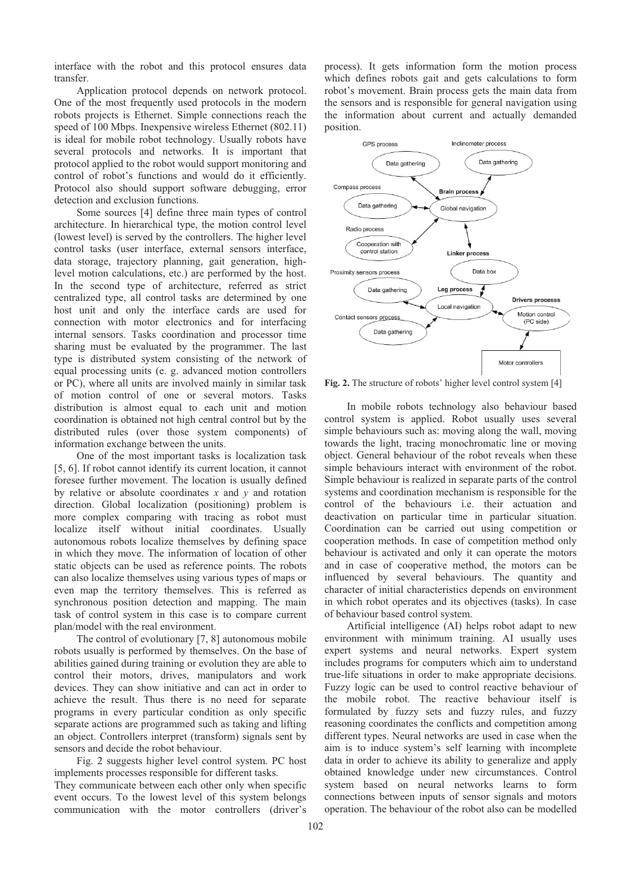interface with the robot and this protocol ensures data transfer.

Application protocol depends on network protocol. One of the most frequently used protocols in the modern robots projects is Ethernet. Simple connections reach the speed of 100 Mbps. Inexpensive wireless Ethernet (802.11) is ideal for mobile robot technology. Usually robots have several protocols and networks. It is important that protocol applied to the robot would support monitoring and control of robot's functions and would do it efficiently. Protocol also should support software debugging, error detection and exclusion functions.

Some sources [4] define three main types of control architecture. In hierarchical type, the motion control level (lowest level) is served by the controllers. The higher level control tasks (user interface, external sensors interface, data storage, trajectory planning, gait generation, high-level motion calculations, etc.) are performed by the host. In the second type of architecture, referred as strict centralized type, all control tasks are determined by one host unit and only the interface cards are used for connection with motor electronics and for interfacing internal sensors. Tasks coordination and processor time sharing must be evaluated by the programmer. The last type is distributed system consisting of the network of equal processing units (e. g. advanced motion controllers or PC), where all units are involved mainly in similar task of motion control of one or several motors. Tasks distribution is almost equal to each unit and motion coordination is obtained not high central control but by the distributed rules (over those system components) of information exchange between the units.

One of the most important tasks is localization task [5, 6]. If robot cannot identify its current location, it cannot foresee further movement. The location is usually defined by relative or absolute coordinates *x* and *y* and rotation direction. Global localization (positioning) problem is more complex comparing with tracing as robot must localize itself without initial coordinates. Usually autonomous robots localize themselves by defining space in which they move. The information of location of other static objects can be used as reference points. The robots can also localize themselves using various types of maps or even map the territory themselves. This is referred as synchronous position detection and mapping. The main task of control system in this case is to compare current plan/model with the real environment.

The control of evolutionary [7, 8] autonomous mobile robots usually is performed by themselves. On the base of abilities gained during training or evolution they are able to control their motors, drives, manipulators and work devices. They can show initiative and can act in order to achieve the result. Thus there is no need for separate programs in every particular condition as only specific separate actions are programmed such as taking and lifting an object. Controllers interpret (transform) signals sent by sensors and decide the robot behaviour.

Fig. 2 suggests higher level control system. PC host implements processes responsible for different tasks. They communicate between each other only when specific event occurs. To the lowest level of this system belongs communication with the motor controllers (driver's process). It gets information form the motion process which defines robots gait and gets calculations to form robot's movement. Brain process gets the main data from the sensors and is responsible for general navigation using the information about current and actually demanded position.

**Fig. 2.** The structure of robots' higher level control system [4]

In mobile robots technology also behaviour based control system is applied. Robot usually uses several simple behaviours such as: moving along the wall, moving towards the light, tracing monochromatic line or moving object. General behaviour of the robot reveals when these simple behaviours interact with environment of the robot. Simple behaviour is realized in separate parts of the control systems and coordination mechanism is responsible for the control of the behaviours i.e. their actuation and deactivation on particular time in particular situation. Coordination can be carried out using competition or cooperation methods. In case of competition method only behaviour is activated and only it can operate the motors and in case of cooperative method, the motors can be influenced by several behaviours. The quantity and character of initial characteristics depends on environment in which robot operates and its objectives (tasks). In case of behaviour based control system.

Artificial intelligence (AI) helps robot adapt to new environment with minimum training. AI usually uses expert systems and neural networks. Expert system includes programs for computers which aim to understand true-life situations in order to make appropriate decisions. Fuzzy logic can be used to control reactive behaviour of the mobile robot. The reactive behaviour itself is formulated by fuzzy sets and fuzzy rules, and fuzzy reasoning coordinates the conflicts and competition among different types. Neural networks are used in case when the aim is to induce system's self learning with incomplete data in order to achieve its ability to generalize and apply obtained knowledge under new circumstances. Control system based on neural networks learns to form connections between inputs of sensor signals and motors operation. The behaviour of the robot also can be modelled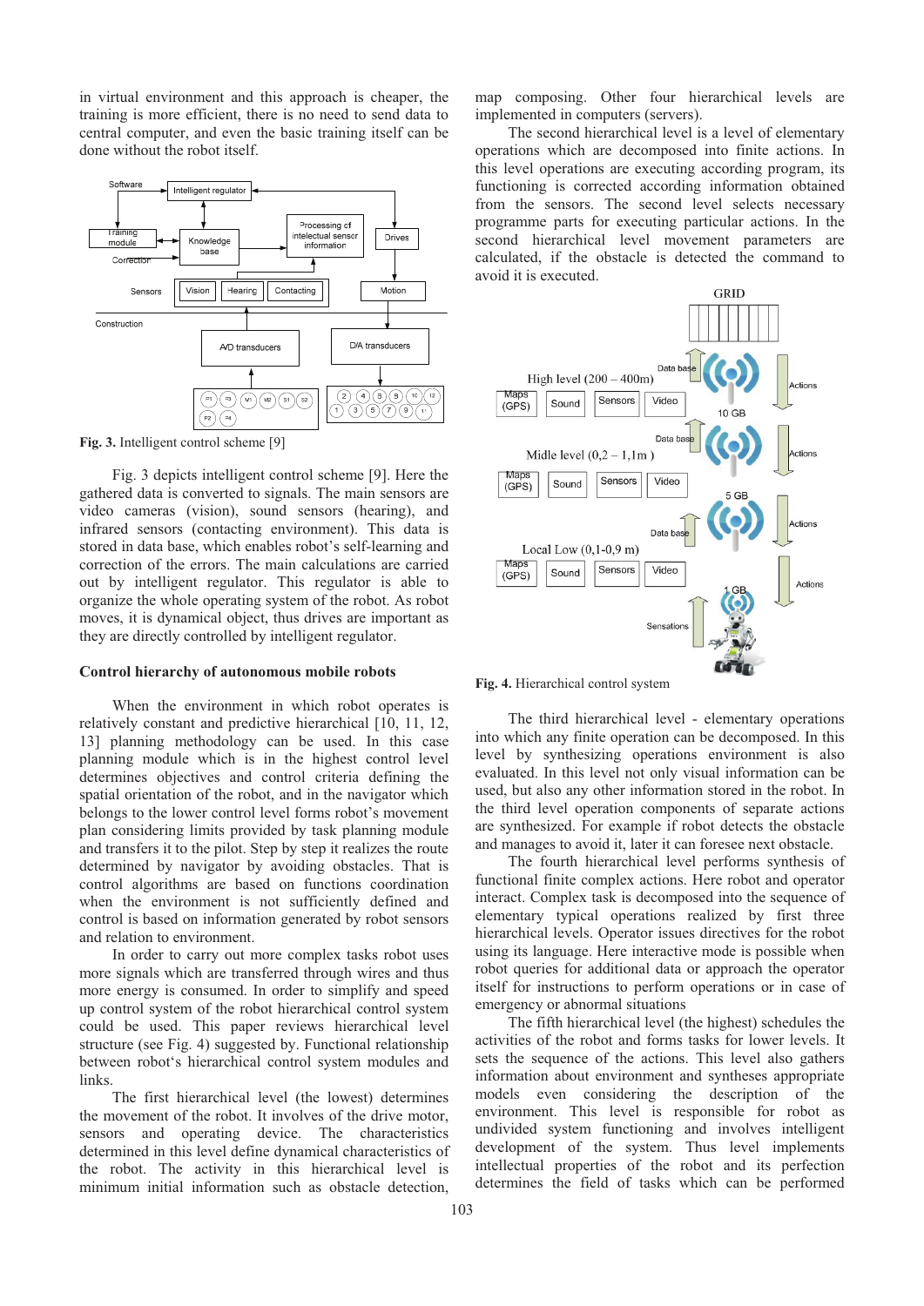in virtual environment and this approach is cheaper, the training is more efficient, there is no need to send data to central computer, and even the basic training itself can be done without the robot itself.

Fig. 3. Intelligent control scheme [9]

Fig. 3 depicts intelligent control scheme [9]. Here the gathered data is converted to signals. The main sensors are video cameras (vision), sound sensors (hearing), and infrared sensors (contacting environment). This data is stored in data base, which enables robot's self-learning and correction of the errors. The main calculations are carried out by intelligent regulator. This regulator is able to organize the whole operating system of the robot. As robot moves, it is dynamical object, thus drives are important as they are directly controlled by intelligent regulator.

**Control hierarchy of autonomous mobile robots**

When the environment in which robot operates is relatively constant and predictive hierarchical [10, 11, 12, 13] planning methodology can be used. In this case planning module which is in the highest control level determines objectives and control criteria defining the spatial orientation of the robot, and in the navigator which belongs to the lower control level forms robot's movement plan considering limits provided by task planning module and transfers it to the pilot. Step by step it realizes the route determined by navigator by avoiding obstacles. That is control algorithms are based on functions coordination when the environment is not sufficiently defined and control is based on information generated by robot sensors and relation to environment.

In order to carry out more complex tasks robot uses more signals which are transferred through wires and thus more energy is consumed. In order to simplify and speed up control system of the robot hierarchical control system could be used. This paper reviews hierarchical level structure (see Fig. 4) suggested by. Functional relationship between robot's hierarchical control system modules and links.

The first hierarchical level (the lowest) determines the movement of the robot. It involves of the drive motor, sensors and operating device. The characteristics determined in this level define dynamical characteristics of the robot. The activity in this hierarchical level is minimum initial information such as obstacle detection, map composing. Other four hierarchical levels are implemented in computers (servers).

The second hierarchical level is a level of elementary operations which are decomposed into finite actions. In this level operations are executing according program, its functioning is corrected according information obtained from the sensors. The second level selects necessary programme parts for executing particular actions. In the second hierarchical level movement parameters are calculated, if the obstacle is detected the command to avoid it is executed.

Fig. 4. Hierarchical control system

The third hierarchical level - elementary operations into which any finite operation can be decomposed. In this level by synthesizing operations environment is also evaluated. In this level not only visual information can be used, but also any other information stored in the robot. In the third level operation components of separate actions are synthesized. For example if robot detects the obstacle and manages to avoid it, later it can foresee next obstacle.

The fourth hierarchical level performs synthesis of functional finite complex actions. Here robot and operator interact. Complex task is decomposed into the sequence of elementary typical operations realized by first three hierarchical levels. Operator issues directives for the robot using its language. Here interactive mode is possible when robot queries for additional data or approach the operator itself for instructions to perform operations or in case of emergency or abnormal situations

The fifth hierarchical level (the highest) schedules the activities of the robot and forms tasks for lower levels. It sets the sequence of the actions. This level also gathers information about environment and syntheses appropriate models even considering the description of the environment. This level is responsible for robot as undivided system functioning and involves intelligent development of the system. Thus level implements intellectual properties of the robot and its perfection determines the field of tasks which can be performed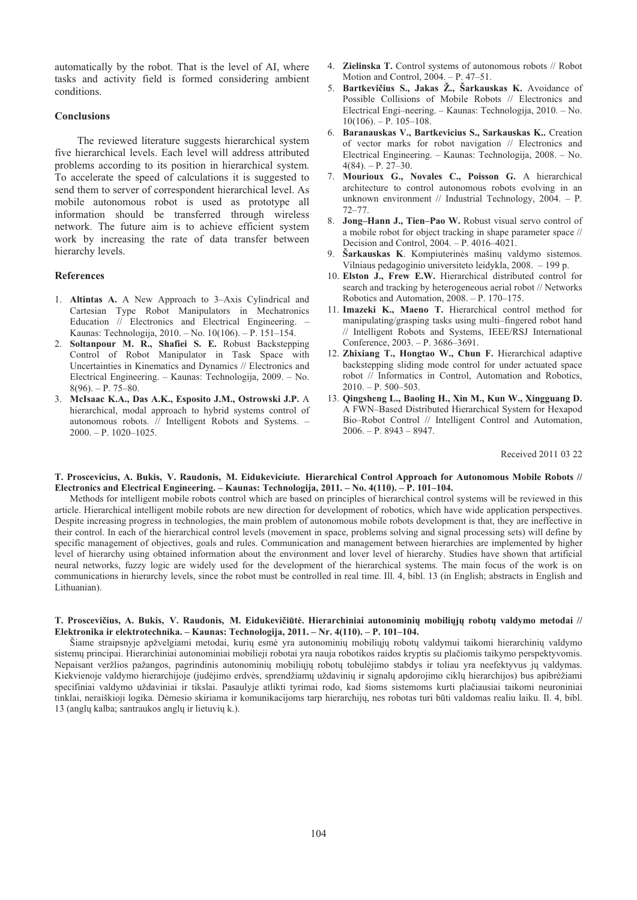automatically by the robot. That is the level of AI, where tasks and activity field is formed considering ambient conditions.

## Conclusions

The reviewed literature suggests hierarchical system five hierarchical levels. Each level will address attributed problems according to its position in hierarchical system. To accelerate the speed of calculations it is suggested to send them to server of correspondent hierarchical level. As mobile autonomous robot is used as prototype all information should be transferred through wireless network. The future aim is to achieve efficient system work by increasing the rate of data transfer between hierarchy levels.

## References

1. **Altintas A.** A New Approach to 3–Axis Cylindrical and Cartesian Type Robot Manipulators in Mechatronics Education // Electronics and Electrical Engineering. – Kaunas: Technologija, 2010. – No. 10(106). – P. 151–154.
2. **Soltanpour M. R., Shafiei S. E.** Robust Backstepping Control of Robot Manipulator in Task Space with Uncertainties in Kinematics and Dynamics // Electronics and Electrical Engineering. – Kaunas: Technologija, 2009. – No. 8(96). – P. 75–80.
3. **McIsaac K.A., Das A.K., Esposito J.M., Ostrowski J.P.** A hierarchical, modal approach to hybrid systems control of autonomous robots. // Intelligent Robots and Systems. – 2000. – P. 1020–1025.
4. **Zielinska T.** Control systems of autonomous robots // Robot Motion and Control, 2004. – P. 47–51.
5. **Bartkevičius S., Jakas Ž., Šarkauskas K.** Avoidance of Possible Collisions of Mobile Robots // Electronics and Electrical Engi–neering. – Kaunas: Technologija, 2010. – No. 10(106). – P. 105–108.
6. **Baranauskas V., Bartkevicius S., Sarkauskas K..** Creation of vector marks for robot navigation // Electronics and Electrical Engineering. – Kaunas: Technologija, 2008. – No. 4(84). – P. 27–30.
7. **Mourioux G., Novales C., Poisson G.** A hierarchical architecture to control autonomous robots evolving in an unknown environment // Industrial Technology, 2004. – P. 72–77.
8. **Jong–Hann J., Tien–Pao W.** Robust visual servo control of a mobile robot for object tracking in shape parameter space // Decision and Control, 2004. – P. 4016–4021.
9. **Šarkauskas K**. Kompiuterinės mašinų valdymo sistemos. Vilniaus pedagoginio universiteto leidykla, 2008. – 199 p.
10. **Elston J., Frew E.W.** Hierarchical distributed control for search and tracking by heterogeneous aerial robot // Networks Robotics and Automation, 2008. – P. 170–175.
11. **Imazeki K., Maeno T.** Hierarchical control method for manipulating/grasping tasks using multi–fingered robot hand // Intelligent Robots and Systems, IEEE/RSJ International Conference, 2003. – P. 3686–3691.
12. **Zhixiang T., Hongtao W., Chun F.** Hierarchical adaptive backstepping sliding mode control for under actuated space robot // Informatics in Control, Automation and Robotics, 2010. – P. 500–503.
13. **Qingsheng L., Baoling H., Xin M., Kun W., Xingguang D.** A FWN–Based Distributed Hierarchical System for Hexapod Bio–Robot Control // Intelligent Control and Automation, 2006. – P. 8943 – 8947.

Received 2011 03 22

**T. Proscevicius, A. Bukis, V. Raudonis, M. Eidukeviciute. Hierarchical Control Approach for Autonomous Mobile Robots // Electronics and Electrical Engineering. – Kaunas: Technologija, 2011. – No. 4(110). – P. 101–104.**

Methods for intelligent mobile robots control which are based on principles of hierarchical control systems will be reviewed in this article. Hierarchical intelligent mobile robots are new direction for development of robotics, which have wide application perspectives. Despite increasing progress in technologies, the main problem of autonomous mobile robots development is that, they are ineffective in their control. In each of the hierarchical control levels (movement in space, problems solving and signal processing sets) will define by specific management of objectives, goals and rules. Communication and management between hierarchies are implemented by higher level of hierarchy using obtained information about the environment and lover level of hierarchy. Studies have shown that artificial neural networks, fuzzy logic are widely used for the development of the hierarchical systems. The main focus of the work is on communications in hierarchy levels, since the robot must be controlled in real time. Ill. 4, bibl. 13 (in English; abstracts in English and Lithuanian).

**T. Proscevičius, A. Bukis, V. Raudonis, M. Eidukevičiūtė. Hierarchiniai autonominių mobiliųjų robotų valdymo metodai // Elektronika ir elektrotechnika. – Kaunas: Technologija, 2011. – Nr. 4(110). – P. 101–104.**

Šiame straipsnyje apžvelgiami metodai, kurių esmė yra autonominių mobiliųjų robotų valdymui taikomi hierarchinių valdymo sistemų principai. Hierarchiniai autonominiai mobilieji robotai yra nauja robotikos raidos kryptis su plačiomis taikymo perspektyvomis. Nepaisant veržlios pažangos, pagrindinis autonominių mobiliųjų robotų tobulėjimo stabdys ir toliau yra neefektyvus jų valdymas. Kiekvienoje valdymo hierarchijoje (judėjimo erdvės, sprendžiamų uždavinių ir signalų apdorojimo ciklų hierarchijos) bus apibrėžiami specifiniai valdymo uždaviniai ir tikslai. Pasaulyje atlikti tyrimai rodo, kad šioms sistemoms kurti plačiausiai taikomi neuroniniai tinklai, neraiškioji logika. Dėmesio skiriama ir komunikacijoms tarp hierarchijų, nes robotas turi būti valdomas realiu laiku. Il. 4, bibl. 13 (anglų kalba; santraukos anglų ir lietuvių k.).